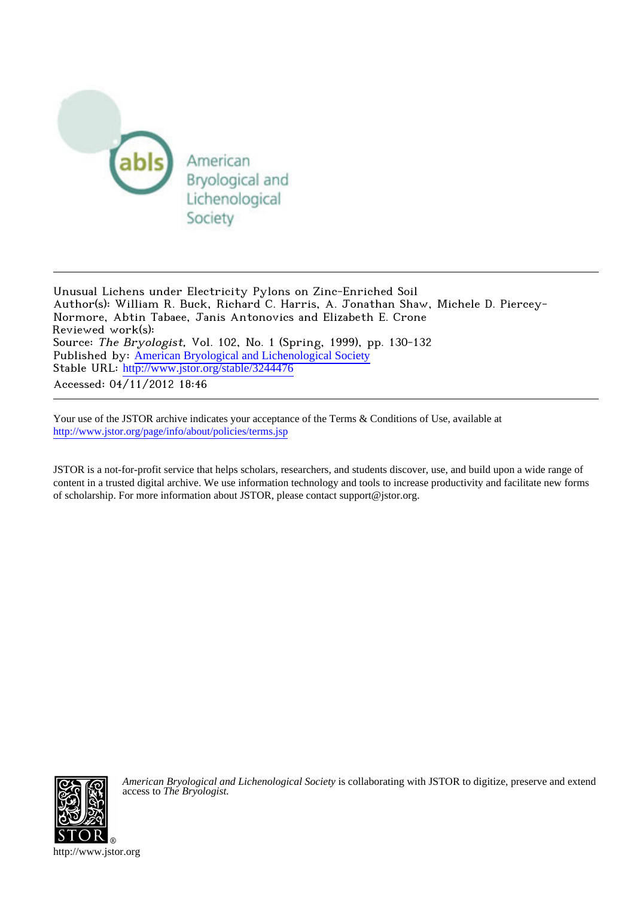American Bryological and Lichenological Society

Unusual Lichens under Electricity Pylons on Zinc-Enriched Soil
Author(s): William R. Buck, Richard C. Harris, A. Jonathan Shaw, Michele D. Piercey-Normore, Abtin Tabaee, Janis Antonovics and Elizabeth E. Crone
Reviewed work(s):
Source: *The Bryologist*, Vol. 102, No. 1 (Spring, 1999), pp. 130-132
Published by: American Bryological and Lichenological Society
Stable URL: http://www.jstor.org/stable/3244476
Accessed: 04/11/2012 18:46

Your use of the JSTOR archive indicates your acceptance of the Terms & Conditions of Use, available at http://www.jstor.org/page/info/about/policies/terms.jsp

JSTOR is a not-for-profit service that helps scholars, researchers, and students discover, use, and build upon a wide range of content in a trusted digital archive. We use information technology and tools to increase productivity and facilitate new forms of scholarship. For more information about JSTOR, please contact support@jstor.org.

*American Bryological and Lichenological Society* is collaborating with JSTOR to digitize, preserve and extend access to *The Bryologist.*

http://www.jstor.org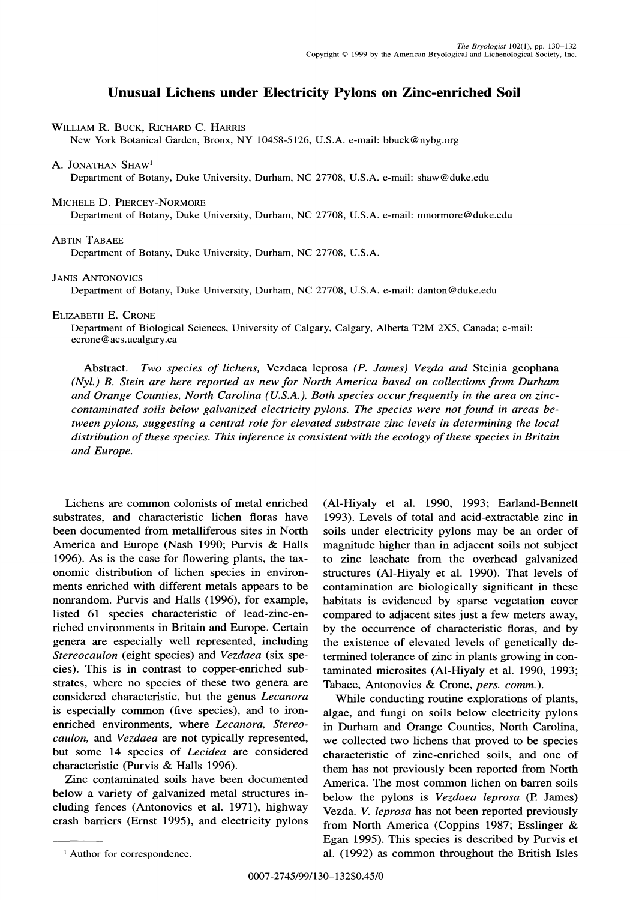# Unusual Lichens under Electricity Pylons on Zinc-enriched Soil

WILLIAM R. BUCK, RICHARD C. HARRIS
New York Botanical Garden, Bronx, NY 10458-5126, U.S.A. e-mail: bbuck@nybg.org

A. JONATHAN SHAW[1]
Department of Botany, Duke University, Durham, NC 27708, U.S.A. e-mail: shaw@duke.edu

MICHELE D. PIERCEY-NORMORE
Department of Botany, Duke University, Durham, NC 27708, U.S.A. e-mail: mnormore@duke.edu

ABTIN TABAEE
Department of Botany, Duke University, Durham, NC 27708, U.S.A.

JANIS ANTONOVICS
Department of Botany, Duke University, Durham, NC 27708, U.S.A. e-mail: danton@duke.edu

ELIZABETH E. CRONE
Department of Biological Sciences, University of Calgary, Calgary, Alberta T2M 2X5, Canada; e-mail: ecrone@acs.ucalgary.ca

Abstract. *Two species of lichens,* Vezdaea leprosa *(P. James) Vezda and* Steinia geophana *(Nyl.) B. Stein are here reported as new for North America based on collections from Durham and Orange Counties, North Carolina (U.S.A.). Both species occur frequently in the area on zinc-contaminated soils below galvanized electricity pylons. The species were not found in areas between pylons, suggesting a central role for elevated substrate zinc levels in determining the local distribution of these species. This inference is consistent with the ecology of these species in Britain and Europe.*

Lichens are common colonists of metal enriched substrates, and characteristic lichen floras have been documented from metalliferous sites in North America and Europe (Nash 1990; Purvis & Halls 1996). As is the case for flowering plants, the taxonomic distribution of lichen species in environments enriched with different metals appears to be nonrandom. Purvis and Halls (1996), for example, listed 61 species characteristic of lead-zinc-enriched environments in Britain and Europe. Certain genera are especially well represented, including *Stereocaulon* (eight species) and *Vezdaea* (six species). This is in contrast to copper-enriched substrates, where no species of these two genera are considered characteristic, but the genus *Lecanora* is especially common (five species), and to iron-enriched environments, where *Lecanora, Stereocaulon,* and *Vezdaea* are not typically represented, but some 14 species of *Lecidea* are considered characteristic (Purvis & Halls 1996).

Zinc contaminated soils have been documented below a variety of galvanized metal structures including fences (Antonovics et al. 1971), highway crash barriers (Ernst 1995), and electricity pylons (Al-Hiyaly et al. 1990, 1993; Earland-Bennett 1993). Levels of total and acid-extractable zinc in soils under electricity pylons may be an order of magnitude higher than in adjacent soils not subject to zinc leachate from the overhead galvanized structures (Al-Hiyaly et al. 1990). That levels of contamination are biologically significant in these habitats is evidenced by sparse vegetation cover compared to adjacent sites just a few meters away, by the occurrence of characteristic floras, and by the existence of elevated levels of genetically determined tolerance of zinc in plants growing in contaminated microsites (Al-Hiyaly et al. 1990, 1993; Tabaee, Antonovics & Crone, *pers. comm.*).

While conducting routine explorations of plants, algae, and fungi on soils below electricity pylons in Durham and Orange Counties, North Carolina, we collected two lichens that proved to be species characteristic of zinc-enriched soils, and one of them has not previously been reported from North America. The most common lichen on barren soils below the pylons is *Vezdaea leprosa* (P. James) Vezda. *V. leprosa* has not been reported previously from North America (Coppins 1987; Esslinger & Egan 1995). This species is described by Purvis et al. (1992) as common throughout the British Isles

[1] Author for correspondence.

0007-2745/99/130–132$0.45/0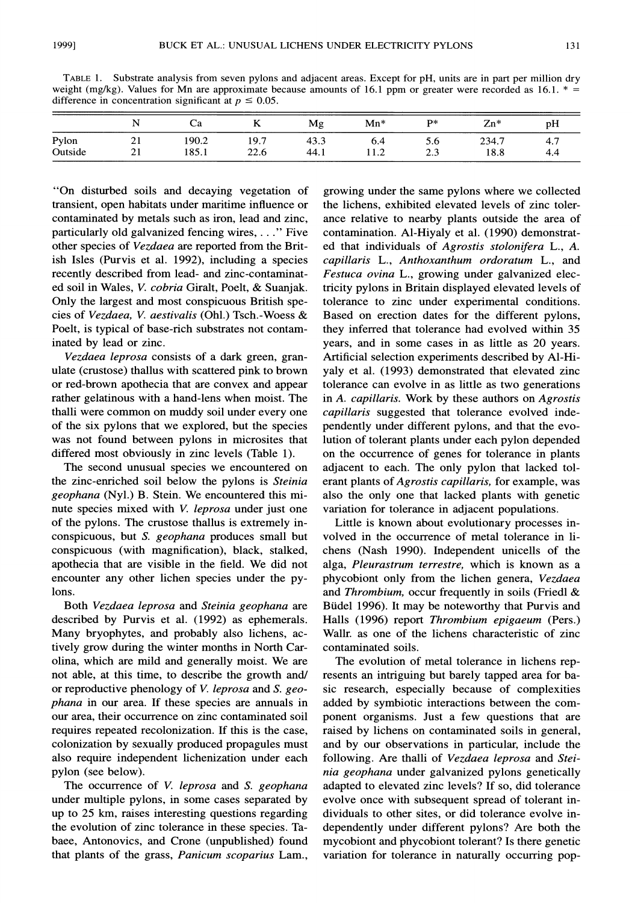TABLE 1. Substrate analysis from seven pylons and adjacent areas. Except for pH, units are in part per million dry weight (mg/kg). Values for Mn are approximate because amounts of 16.1 ppm or greater were recorded as 16.1. * = difference in concentration significant at $p \leq 0.05$.

| | N | Ca | K | Mg | Mn* | P* | Zn* | pH |
|---|---|---|---|---|---|---|---|---|
| Pylon | 21 | 190.2 | 19.7 | 43.3 | 6.4 | 5.6 | 234.7 | 4.7 |
| Outside | 21 | 185.1 | 22.6 | 44.1 | 11.2 | 2.3 | 18.8 | 4.4 |

"On disturbed soils and decaying vegetation of transient, open habitats under maritime influence or contaminated by metals such as iron, lead and zinc, particularly old galvanized fencing wires, . . ." Five other species of *Vezdaea* are reported from the British Isles (Purvis et al. 1992), including a species recently described from lead- and zinc-contaminated soil in Wales, *V. cobria* Giralt, Poelt, & Suanjak. Only the largest and most conspicuous British species of *Vezdaea, V. aestivalis* (Ohl.) Tsch.-Woess & Poelt, is typical of base-rich substrates not contaminated by lead or zinc.

*Vezdaea leprosa* consists of a dark green, granulate (crustose) thallus with scattered pink to brown or red-brown apothecia that are convex and appear rather gelatinous with a hand-lens when moist. The thalli were common on muddy soil under every one of the six pylons that we explored, but the species was not found between pylons in microsites that differed most obviously in zinc levels (Table 1).

The second unusual species we encountered on the zinc-enriched soil below the pylons is *Steinia geophana* (Nyl.) B. Stein. We encountered this minute species mixed with *V. leprosa* under just one of the pylons. The crustose thallus is extremely inconspicuous, but *S. geophana* produces small but conspicuous (with magnification), black, stalked, apothecia that are visible in the field. We did not encounter any other lichen species under the pylons.

Both *Vezdaea leprosa* and *Steinia geophana* are described by Purvis et al. (1992) as ephemerals. Many bryophytes, and probably also lichens, actively grow during the winter months in North Carolina, which are mild and generally moist. We are not able, at this time, to describe the growth and/or reproductive phenology of *V. leprosa* and *S. geophana* in our area. If these species are annuals in our area, their occurrence on zinc contaminated soil requires repeated recolonization. If this is the case, colonization by sexually produced propagules must also require independent lichenization under each pylon (see below).

The occurrence of *V. leprosa* and *S. geophana* under multiple pylons, in some cases separated by up to 25 km, raises interesting questions regarding the evolution of zinc tolerance in these species. Tabaee, Antonovics, and Crone (unpublished) found that plants of the grass, *Panicum scoparius* Lam., growing under the same pylons where we collected the lichens, exhibited elevated levels of zinc tolerance relative to nearby plants outside the area of contamination. Al-Hiyaly et al. (1990) demonstrated that individuals of *Agrostis stolonifera* L., *A. capillaris* L., *Anthoxanthum ordoratum* L., and *Festuca ovina* L., growing under galvanized electricity pylons in Britain displayed elevated levels of tolerance to zinc under experimental conditions. Based on erection dates for the different pylons, they inferred that tolerance had evolved within 35 years, and in some cases in as little as 20 years. Artificial selection experiments described by Al-Hiyaly et al. (1993) demonstrated that elevated zinc tolerance can evolve in as little as two generations in *A. capillaris*. Work by these authors on *Agrostis capillaris* suggested that tolerance evolved independently under different pylons, and that the evolution of tolerant plants under each pylon depended on the occurrence of genes for tolerance in plants adjacent to each. The only pylon that lacked tolerant plants of *Agrostis capillaris*, for example, was also the only one that lacked plants with genetic variation for tolerance in adjacent populations.

Little is known about evolutionary processes involved in the occurrence of metal tolerance in lichens (Nash 1990). Independent unicells of the alga, *Pleurastrum terrestre*, which is known as a phycobiont only from the lichen genera, *Vezdaea* and *Thrombium*, occur frequently in soils (Friedl & Büdel 1996). It may be noteworthy that Purvis and Halls (1996) report *Thrombium epigaeum* (Pers.) Wallr. as one of the lichens characteristic of zinc contaminated soils.

The evolution of metal tolerance in lichens represents an intriguing but barely tapped area for basic research, especially because of complexities added by symbiotic interactions between the component organisms. Just a few questions that are raised by lichens on contaminated soils in general, and by our observations in particular, include the following. Are thalli of *Vezdaea leprosa* and *Steinia geophana* under galvanized pylons genetically adapted to elevated zinc levels? If so, did tolerance evolve once with subsequent spread of tolerant individuals to other sites, or did tolerance evolve independently under different pylons? Are both the mycobiont and phycobiont tolerant? Is there genetic variation for tolerance in naturally occurring pop-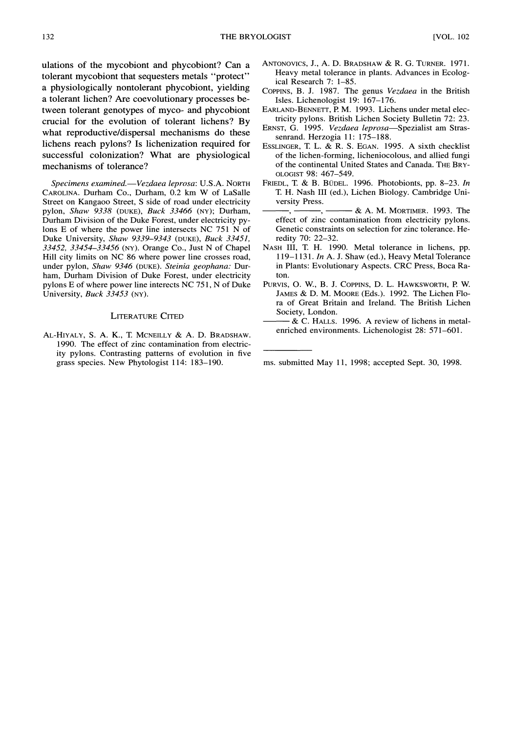ulations of the mycobiont and phycobiont? Can a tolerant mycobiont that sequesters metals "protect" a physiologically nontolerant phycobiont, yielding a tolerant lichen? Are coevolutionary processes between tolerant genotypes of myco- and phycobiont crucial for the evolution of tolerant lichens? By what reproductive/dispersal mechanisms do these lichens reach pylons? Is lichenization required for successful colonization? What are physiological mechanisms of tolerance?

*Specimens examined.*—*Vezdaea leprosa*: U.S.A. NORTH CAROLINA. Durham Co., Durham, 0.2 km W of LaSalle Street on Kangaoo Street, S side of road under electricity pylon, *Shaw 9338* (DUKE), *Buck 33466* (NY); Durham, Durham Division of the Duke Forest, under electricity pylons E of where the power line intersects NC 751 N of Duke University, *Shaw 9339–9343* (DUKE), *Buck 33451, 33452, 33454–33456* (NY). Orange Co., Just N of Chapel Hill city limits on NC 86 where power line crosses road, under pylon, *Shaw 9346* (DUKE). *Steinia geophana*: Durham, Durham Division of Duke Forest, under electricity pylons E of where power line interects NC 751, N of Duke University, *Buck 33453* (NY).

## LITERATURE CITED

AL-HIYALY, S. A. K., T. MCNEILLY & A. D. BRADSHAW. 1990. The effect of zinc contamination from electricity pylons. Contrasting patterns of evolution in five grass species. New Phytologist 114: 183–190.

ANTONOVICS, J., A. D. BRADSHAW & R. G. TURNER. 1971. Heavy metal tolerance in plants. Advances in Ecological Research 7: 1–85.

COPPINS, B. J. 1987. The genus *Vezdaea* in the British Isles. Lichenologist 19: 167–176.

EARLAND-BENNETT, P. M. 1993. Lichens under metal electricity pylons. British Lichen Society Bulletin 72: 23.

ERNST, G. 1995. *Vezdaea leprosa*—Spezialist am Strassenrand. Herzogia 11: 175–188.

ESSLINGER, T. L. & R. S. EGAN. 1995. A sixth checklist of the lichen-forming, lichenicolous, and allied fungi of the continental United States and Canada. THE BRYOLOGIST 98: 467–549.

FRIEDL, T. & B. BÜDEL. 1996. Photobionts, pp. 8–23. *In* T. H. Nash III (ed.), Lichen Biology. Cambridge University Press.

———, ———, ——— & A. M. MORTIMER. 1993. The effect of zinc contamination from electricity pylons. Genetic constraints on selection for zinc tolerance. Heredity 70: 22–32.

NASH III, T. H. 1990. Metal tolerance in lichens, pp. 119–1131. *In* A. J. Shaw (ed.), Heavy Metal Tolerance in Plants: Evolutionary Aspects. CRC Press, Boca Raton.

PURVIS, O. W., B. J. COPPINS, D. L. HAWKSWORTH, P. W. JAMES & D. M. MOORE (Eds.). 1992. The Lichen Flora of Great Britain and Ireland. The British Lichen Society, London.

——— & C. HALLS. 1996. A review of lichens in metal-enriched environments. Lichenologist 28: 571–601.

ms. submitted May 11, 1998; accepted Sept. 30, 1998.